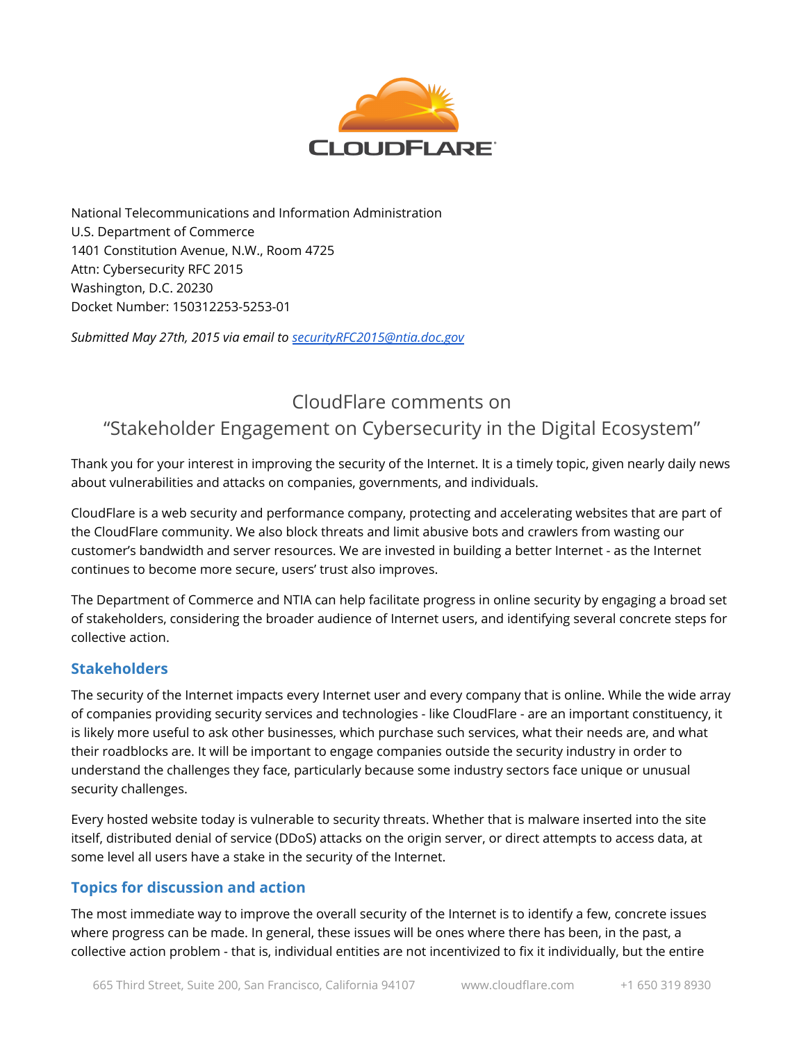National Telecommunications and Information Administration
U.S. Department of Commerce
1401 Constitution Avenue, N.W., Room 4725
Attn: Cybersecurity RFC 2015
Washington, D.C. 20230
Docket Number: 150312253-5253-01

*Submitted May 27th, 2015 via email to securityRFC2015@ntia.doc.gov*

# CloudFlare comments on "Stakeholder Engagement on Cybersecurity in the Digital Ecosystem"

Thank you for your interest in improving the security of the Internet. It is a timely topic, given nearly daily news about vulnerabilities and attacks on companies, governments, and individuals.

CloudFlare is a web security and performance company, protecting and accelerating websites that are part of the CloudFlare community. We also block threats and limit abusive bots and crawlers from wasting our customer's bandwidth and server resources. We are invested in building a better Internet - as the Internet continues to become more secure, users' trust also improves.

The Department of Commerce and NTIA can help facilitate progress in online security by engaging a broad set of stakeholders, considering the broader audience of Internet users, and identifying several concrete steps for collective action.

## Stakeholders

The security of the Internet impacts every Internet user and every company that is online. While the wide array of companies providing security services and technologies - like CloudFlare - are an important constituency, it is likely more useful to ask other businesses, which purchase such services, what their needs are, and what their roadblocks are. It will be important to engage companies outside the security industry in order to understand the challenges they face, particularly because some industry sectors face unique or unusual security challenges.

Every hosted website today is vulnerable to security threats. Whether that is malware inserted into the site itself, distributed denial of service (DDoS) attacks on the origin server, or direct attempts to access data, at some level all users have a stake in the security of the Internet.

## Topics for discussion and action

The most immediate way to improve the overall security of the Internet is to identify a few, concrete issues where progress can be made. In general, these issues will be ones where there has been, in the past, a collective action problem - that is, individual entities are not incentivized to fix it individually, but the entire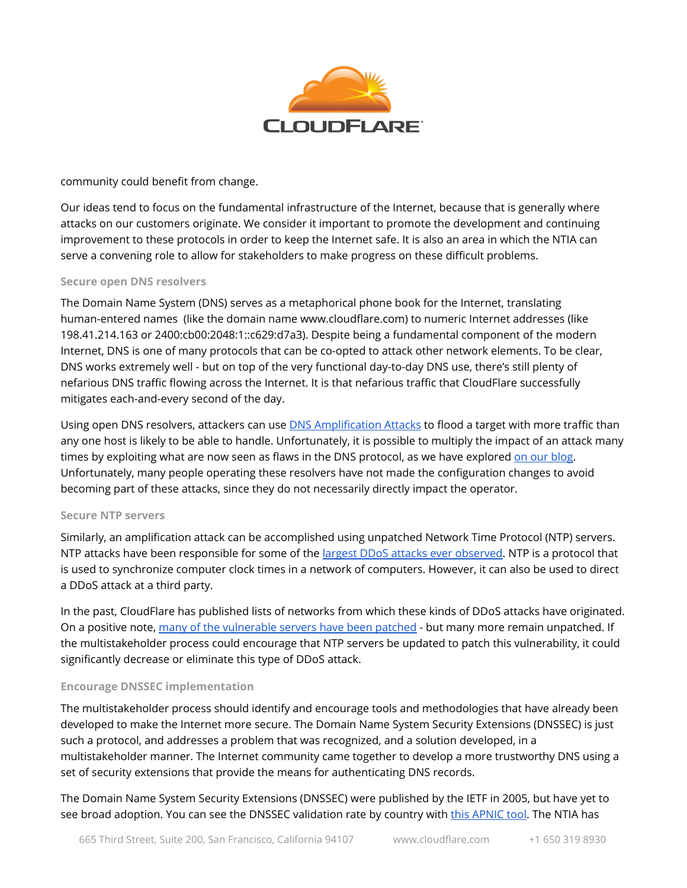community could benefit from change.

Our ideas tend to focus on the fundamental infrastructure of the Internet, because that is generally where attacks on our customers originate. We consider it important to promote the development and continuing improvement to these protocols in order to keep the Internet safe. It is also an area in which the NTIA can serve a convening role to allow for stakeholders to make progress on these difficult problems.

### Secure open DNS resolvers

The Domain Name System (DNS) serves as a metaphorical phone book for the Internet, translating human-entered names (like the domain name www.cloudflare.com) to numeric Internet addresses (like 198.41.214.163 or 2400:cb00:2048:1::c629:d7a3). Despite being a fundamental component of the modern Internet, DNS is one of many protocols that can be co-opted to attack other network elements. To be clear, DNS works extremely well - but on top of the very functional day-to-day DNS use, there's still plenty of nefarious DNS traffic flowing across the Internet. It is that nefarious traffic that CloudFlare successfully mitigates each-and-every second of the day.

Using open DNS resolvers, attackers can use DNS Amplification Attacks to flood a target with more traffic than any one host is likely to be able to handle. Unfortunately, it is possible to multiply the impact of an attack many times by exploiting what are now seen as flaws in the DNS protocol, as we have explored on our blog. Unfortunately, many people operating these resolvers have not made the configuration changes to avoid becoming part of these attacks, since they do not necessarily directly impact the operator.

### Secure NTP servers

Similarly, an amplification attack can be accomplished using unpatched Network Time Protocol (NTP) servers. NTP attacks have been responsible for some of the largest DDoS attacks ever observed. NTP is a protocol that is used to synchronize computer clock times in a network of computers. However, it can also be used to direct a DDoS attack at a third party.

In the past, CloudFlare has published lists of networks from which these kinds of DDoS attacks have originated. On a positive note, many of the vulnerable servers have been patched - but many more remain unpatched. If the multistakeholder process could encourage that NTP servers be updated to patch this vulnerability, it could significantly decrease or eliminate this type of DDoS attack.

### Encourage DNSSEC implementation

The multistakeholder process should identify and encourage tools and methodologies that have already been developed to make the Internet more secure. The Domain Name System Security Extensions (DNSSEC) is just such a protocol, and addresses a problem that was recognized, and a solution developed, in a multistakeholder manner. The Internet community came together to develop a more trustworthy DNS using a set of security extensions that provide the means for authenticating DNS records.

The Domain Name System Security Extensions (DNSSEC) were published by the IETF in 2005, but have yet to see broad adoption. You can see the DNSSEC validation rate by country with this APNIC tool. The NTIA has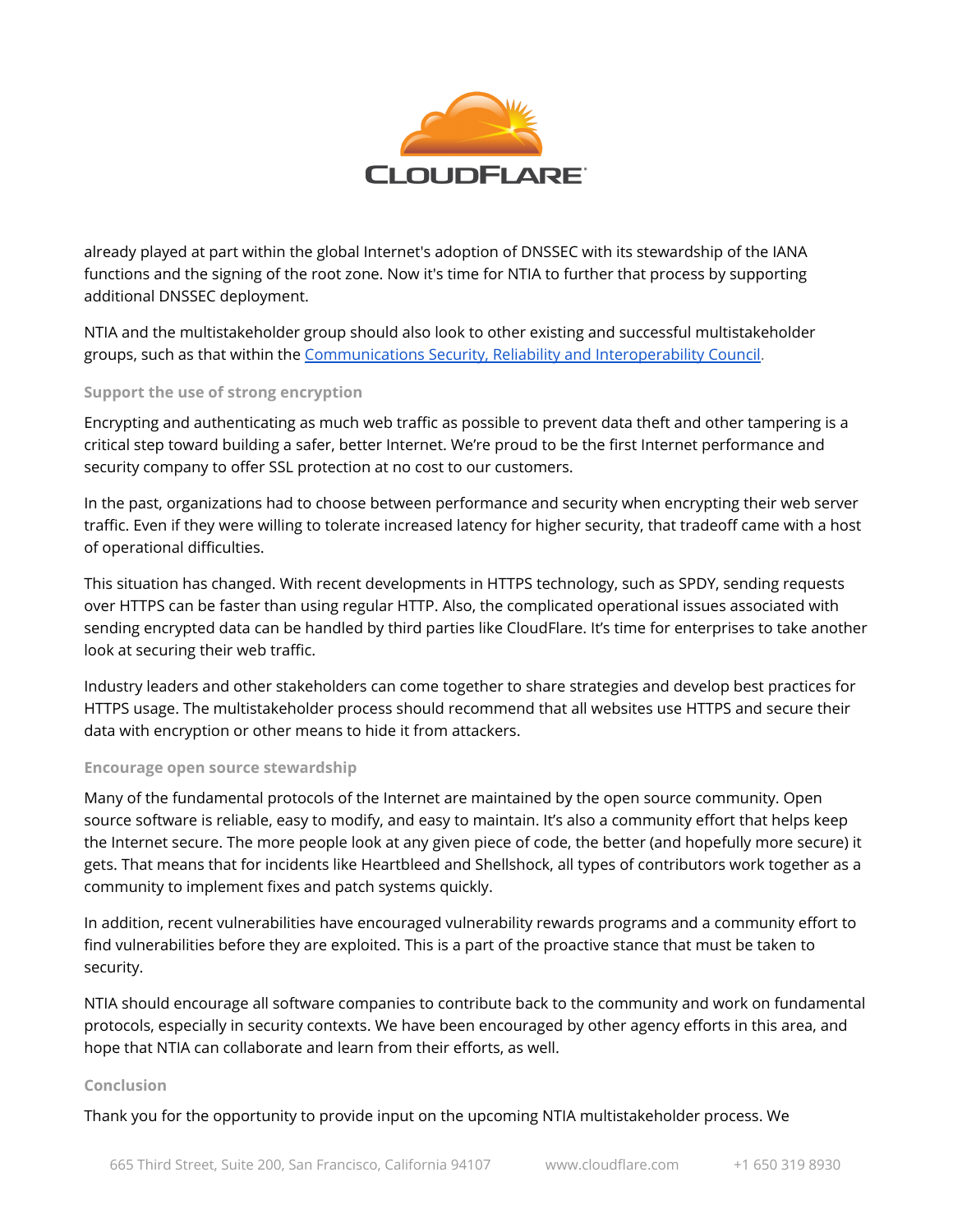already played at part within the global Internet's adoption of DNSSEC with its stewardship of the IANA functions and the signing of the root zone. Now it's time for NTIA to further that process by supporting additional DNSSEC deployment.

NTIA and the multistakeholder group should also look to other existing and successful multistakeholder groups, such as that within the Communications Security, Reliability and Interoperability Council.

### Support the use of strong encryption

Encrypting and authenticating as much web traffic as possible to prevent data theft and other tampering is a critical step toward building a safer, better Internet. We're proud to be the first Internet performance and security company to offer SSL protection at no cost to our customers.

In the past, organizations had to choose between performance and security when encrypting their web server traffic. Even if they were willing to tolerate increased latency for higher security, that tradeoff came with a host of operational difficulties.

This situation has changed. With recent developments in HTTPS technology, such as SPDY, sending requests over HTTPS can be faster than using regular HTTP. Also, the complicated operational issues associated with sending encrypted data can be handled by third parties like CloudFlare. It's time for enterprises to take another look at securing their web traffic.

Industry leaders and other stakeholders can come together to share strategies and develop best practices for HTTPS usage. The multistakeholder process should recommend that all websites use HTTPS and secure their data with encryption or other means to hide it from attackers.

### Encourage open source stewardship

Many of the fundamental protocols of the Internet are maintained by the open source community. Open source software is reliable, easy to modify, and easy to maintain. It's also a community effort that helps keep the Internet secure. The more people look at any given piece of code, the better (and hopefully more secure) it gets. That means that for incidents like Heartbleed and Shellshock, all types of contributors work together as a community to implement fixes and patch systems quickly.

In addition, recent vulnerabilities have encouraged vulnerability rewards programs and a community effort to find vulnerabilities before they are exploited. This is a part of the proactive stance that must be taken to security.

NTIA should encourage all software companies to contribute back to the community and work on fundamental protocols, especially in security contexts. We have been encouraged by other agency efforts in this area, and hope that NTIA can collaborate and learn from their efforts, as well.

### Conclusion

Thank you for the opportunity to provide input on the upcoming NTIA multistakeholder process. We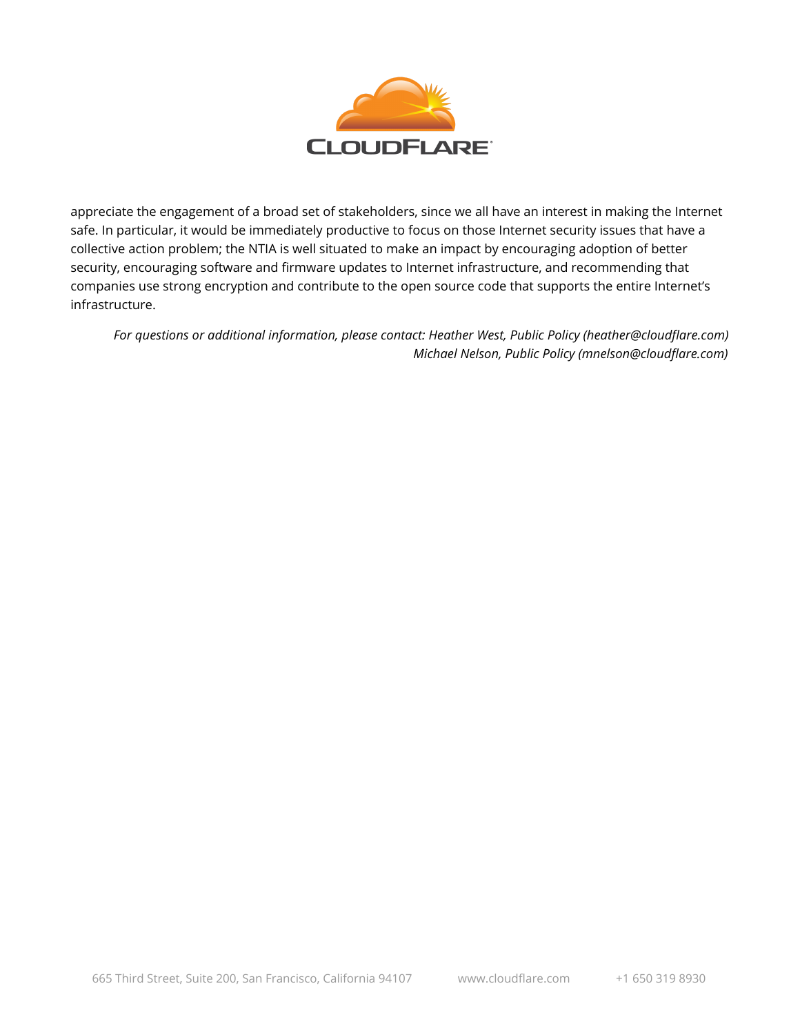appreciate the engagement of a broad set of stakeholders, since we all have an interest in making the Internet safe. In particular, it would be immediately productive to focus on those Internet security issues that have a collective action problem; the NTIA is well situated to make an impact by encouraging adoption of better security, encouraging software and firmware updates to Internet infrastructure, and recommending that companies use strong encryption and contribute to the open source code that supports the entire Internet's infrastructure.

*For questions or additional information, please contact: Heather West, Public Policy (heather@cloudflare.com)*
*Michael Nelson, Public Policy (mnelson@cloudflare.com)*